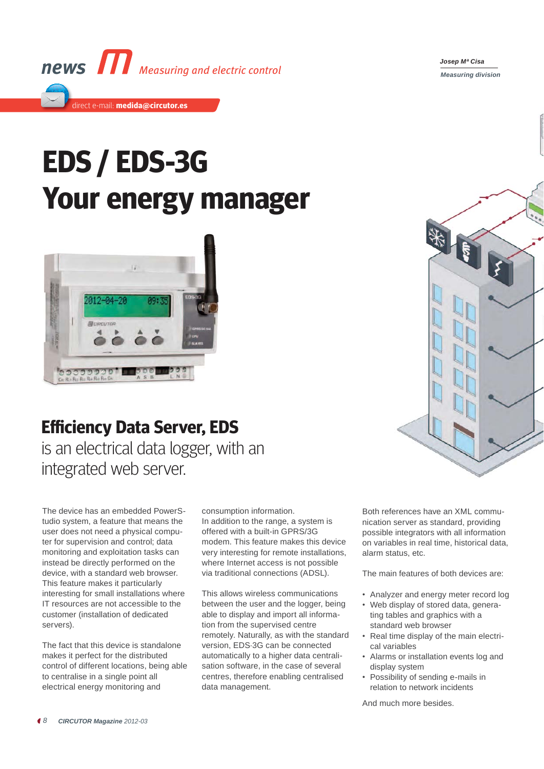news Measuring and electric control

direct e-mail: **medida@circutor.es**

*Josep Mª Cisa*

*Measuring division*

# EDS / EDS-3G
# Your energy manager

## Efficiency Data Server, EDS

is an electrical data logger, with an integrated web server.

The device has an embedded PowerStudio system, a feature that means the user does not need a physical computer for supervision and control; data monitoring and exploitation tasks can instead be directly performed on the device, with a standard web browser. This feature makes it particularly interesting for small installations where IT resources are not accessible to the customer (installation of dedicated servers).

The fact that this device is standalone makes it perfect for the distributed control of different locations, being able to centralise in a single point all electrical energy monitoring and consumption information.

In addition to the range, a system is offered with a built-in GPRS/3G modem. This feature makes this device very interesting for remote installations, where Internet access is not possible via traditional connections (ADSL).

This allows wireless communications between the user and the logger, being able to display and import all information from the supervised centre remotely. Naturally, as with the standard version, EDS-3G can be connected automatically to a higher data centralisation software, in the case of several centres, therefore enabling centralised data management.

Both references have an XML communication server as standard, providing possible integrators with all information on variables in real time, historical data, alarm status, etc.

The main features of both devices are:

- Analyzer and energy meter record log
- Web display of stored data, generating tables and graphics with a standard web browser
- Real time display of the main electrical variables
- Alarms or installation events log and display system
- Possibility of sending e-mails in relation to network incidents

And much more besides.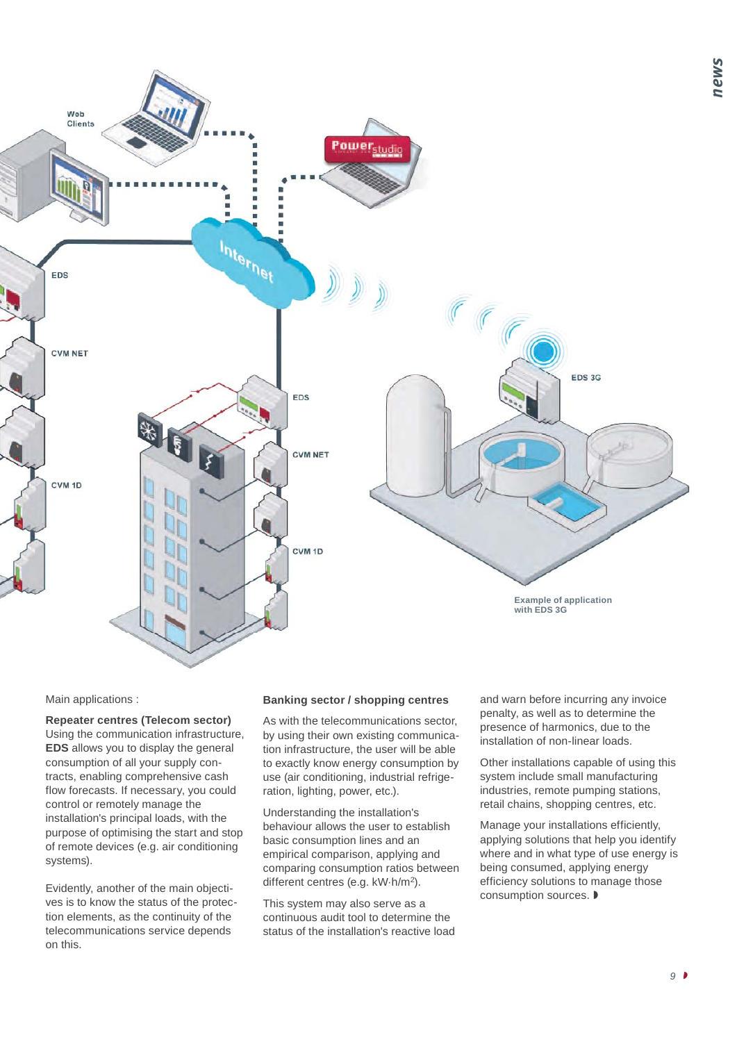Web Clients

Power studio

Internet

EDS

CVM NET

CVM 1D

EDS

CVM NET

CVM 1D

EDS 3G

Example of application with EDS 3G

Main applications :

**Repeater centres (Telecom sector)**
Using the communication infrastructure, **EDS** allows you to display the general consumption of all your supply contracts, enabling comprehensive cash flow forecasts. If necessary, you could control or remotely manage the installation's principal loads, with the purpose of optimising the start and stop of remote devices (e.g. air conditioning systems).

Evidently, another of the main objectives is to know the status of the protection elements, as the continuity of the telecommunications service depends on this.

**Banking sector / shopping centres**

As with the telecommunications sector, by using their own existing communication infrastructure, the user will be able to exactly know energy consumption by use (air conditioning, industrial refrigeration, lighting, power, etc.).

Understanding the installation's behaviour allows the user to establish basic consumption lines and an empirical comparison, applying and comparing consumption ratios between different centres (e.g. kW·h/m$^2$).

This system may also serve as a continuous audit tool to determine the status of the installation's reactive load and warn before incurring any invoice penalty, as well as to determine the presence of harmonics, due to the installation of non-linear loads.

Other installations capable of using this system include small manufacturing industries, remote pumping stations, retail chains, shopping centres, etc.

Manage your installations efficiently, applying solutions that help you identify where and in what type of use energy is being consumed, applying energy efficiency solutions to manage those consumption sources.